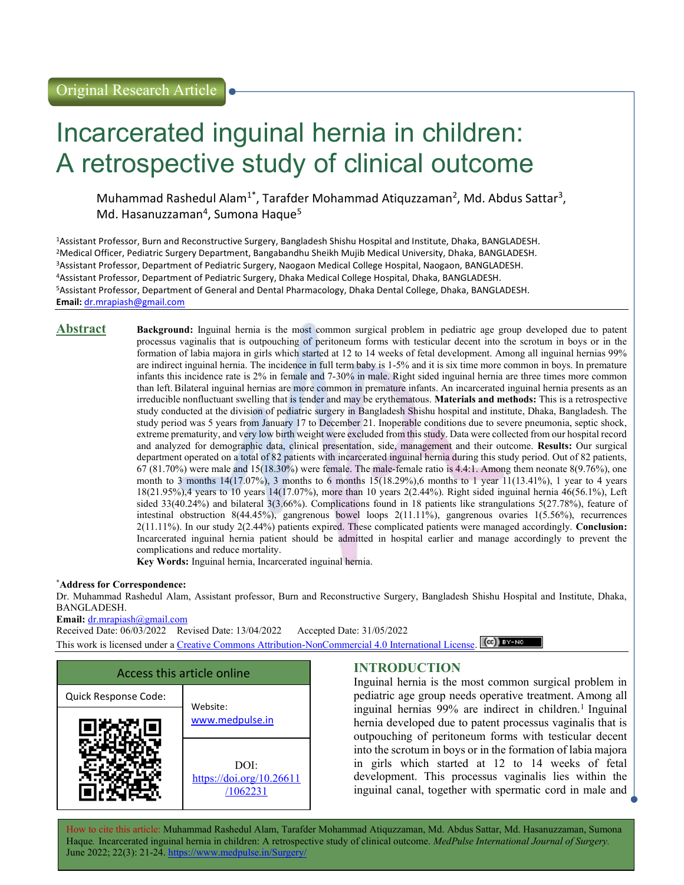Original Research Article

# Incarcerated inguinal hernia in children: A retrospective study of clinical outcome

Muhammad Rashedul Alam[1*], Tarafder Mohammad Atiquzzaman[2], Md. Abdus Sattar[3], Md. Hasanuzzaman[4], Sumona Haque[5]

[1]Assistant Professor, Burn and Reconstructive Surgery, Bangladesh Shishu Hospital and Institute, Dhaka, BANGLADESH.
[2]Medical Officer, Pediatric Surgery Department, Bangabandhu Sheikh Mujib Medical University, Dhaka, BANGLADESH.
[3]Assistant Professor, Department of Pediatric Surgery, Naogaon Medical College Hospital, Naogaon, BANGLADESH.
[4]Assistant Professor, Department of Pediatric Surgery, Dhaka Medical College Hospital, Dhaka, BANGLADESH.
[5]Assistant Professor, Department of General and Dental Pharmacology, Dhaka Dental College, Dhaka, BANGLADESH.
**Email:** dr.mrapiash@gmail.com

## Abstract

**Background:** Inguinal hernia is the most common surgical problem in pediatric age group developed due to patent processus vaginalis that is outpouching of peritoneum forms with testicular decent into the scrotum in boys or in the formation of labia majora in girls which started at 12 to 14 weeks of fetal development. Among all inguinal hernias 99% are indirect inguinal hernia. The incidence in full term baby is 1-5% and it is six time more common in boys. In premature infants this incidence rate is 2% in female and 7-30% in male. Right sided inguinal hernia are three times more common than left. Bilateral inguinal hernias are more common in premature infants. An incarcerated inguinal hernia presents as an irreducible nonfluctuant swelling that is tender and may be erythematous. **Materials and methods:** This is a retrospective study conducted at the division of pediatric surgery in Bangladesh Shishu hospital and institute, Dhaka, Bangladesh. The study period was 5 years from January 17 to December 21. Inoperable conditions due to severe pneumonia, septic shock, extreme prematurity, and very low birth weight were excluded from this study. Data were collected from our hospital record and analyzed for demographic data, clinical presentation, side, management and their outcome. **Results:** Our surgical department operated on a total of 82 patients with incarcerated inguinal hernia during this study period. Out of 82 patients, 67 (81.70%) were male and 15(18.30%) were female. The male-female ratio is 4.4:1. Among them neonate 8(9.76%), one month to 3 months 14(17.07%), 3 months to 6 months 15(18.29%),6 months to 1 year 11(13.41%), 1 year to 4 years 18(21.95%),4 years to 10 years 14(17.07%), more than 10 years 2(2.44%). Right sided inguinal hernia 46(56.1%), Left sided 33(40.24%) and bilateral 3(3.66%). Complications found in 18 patients like strangulations 5(27.78%), feature of intestinal obstruction 8(44.45%), gangrenous bowel loops 2(11.11%), gangrenous ovaries 1(5.56%), recurrences 2(11.11%). In our study 2(2.44%) patients expired. These complicated patients were managed accordingly. **Conclusion:** Incarcerated inguinal hernia patient should be admitted in hospital earlier and manage accordingly to prevent the complications and reduce mortality.

**Key Words:** Inguinal hernia, Incarcerated inguinal hernia.

**\*Address for Correspondence:**
Dr. Muhammad Rashedul Alam, Assistant professor, Burn and Reconstructive Surgery, Bangladesh Shishu Hospital and Institute, Dhaka, BANGLADESH.
**Email:** dr.mrapiash@gmail.com
Received Date: 06/03/2022 Revised Date: 13/04/2022 Accepted Date: 31/05/2022
This work is licensed under a Creative Commons Attribution-NonCommercial 4.0 International License.

| Access this article online | |
|---|---|
| Quick Response Code: | Website: www.medpulse.in |
| | DOI: https://doi.org/10.26611/1062231 |

## INTRODUCTION

Inguinal hernia is the most common surgical problem in pediatric age group needs operative treatment. Among all inguinal hernias 99% are indirect in children.[1] Inguinal hernia developed due to patent processus vaginalis that is outpouching of peritoneum forms with testicular decent into the scrotum in boys or in the formation of labia majora in girls which started at 12 to 14 weeks of fetal development. This processus vaginalis lies within the inguinal canal, together with spermatic cord in male and

How to cite this article: Muhammad Rashedul Alam, Tarafder Mohammad Atiquzzaman, Md. Abdus Sattar, Md. Hasanuzzaman, Sumona Haque. Incarcerated inguinal hernia in children: A retrospective study of clinical outcome. *MedPulse International Journal of Surgery*. June 2022; 22(3): 21-24. https://www.medpulse.in/Surgery/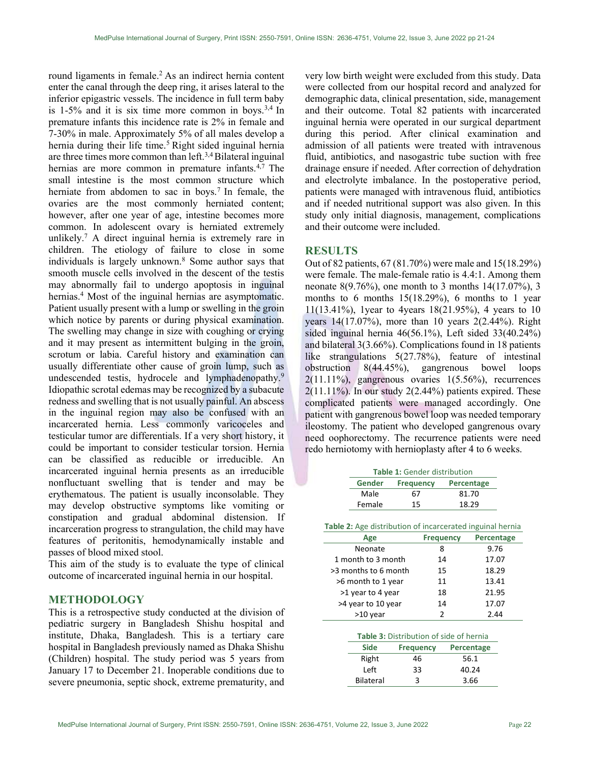round ligaments in female.[2] As an indirect hernia content enter the canal through the deep ring, it arises lateral to the inferior epigastric vessels. The incidence in full term baby is 1-5% and it is six time more common in boys.[3,4] In premature infants this incidence rate is 2% in female and 7-30% in male. Approximately 5% of all males develop a hernia during their life time.[5] Right sided inguinal hernia are three times more common than left.[3,4] Bilateral inguinal hernias are more common in premature infants.[4,7] The small intestine is the most common structure which herniate from abdomen to sac in boys.[7] In female, the ovaries are the most commonly herniated content; however, after one year of age, intestine becomes more common. In adolescent ovary is herniated extremely unlikely.[7] A direct inguinal hernia is extremely rare in children. The etiology of failure to close in some individuals is largely unknown.[8] Some author says that smooth muscle cells involved in the descent of the testis may abnormally fail to undergo apoptosis in inguinal hernias.[4] Most of the inguinal hernias are asymptomatic. Patient usually present with a lump or swelling in the groin which notice by parents or during physical examination. The swelling may change in size with coughing or crying and it may present as intermittent bulging in the groin, scrotum or labia. Careful history and examination can usually differentiate other cause of groin lump, such as undescended testis, hydrocele and lymphadenopathy.[9] Idiopathic scrotal edemas may be recognized by a subacute redness and swelling that is not usually painful. An abscess in the inguinal region may also be confused with an incarcerated hernia. Less commonly varicoceles and testicular tumor are differentials. If a very short history, it could be important to consider testicular torsion. Hernia can be classified as reducible or irreducible. An incarcerated inguinal hernia presents as an irreducible nonfluctuant swelling that is tender and may be erythematous. The patient is usually inconsolable. They may develop obstructive symptoms like vomiting or constipation and gradual abdominal distension. If incarceration progress to strangulation, the child may have features of peritonitis, hemodynamically instable and passes of blood mixed stool.

This aim of the study is to evaluate the type of clinical outcome of incarcerated inguinal hernia in our hospital.

## METHODOLOGY

This is a retrospective study conducted at the division of pediatric surgery in Bangladesh Shishu hospital and institute, Dhaka, Bangladesh. This is a tertiary care hospital in Bangladesh previously named as Dhaka Shishu (Children) hospital. The study period was 5 years from January 17 to December 21. Inoperable conditions due to severe pneumonia, septic shock, extreme prematurity, and very low birth weight were excluded from this study. Data were collected from our hospital record and analyzed for demographic data, clinical presentation, side, management and their outcome. Total 82 patients with incarcerated inguinal hernia were operated in our surgical department during this period. After clinical examination and admission of all patients were treated with intravenous fluid, antibiotics, and nasogastric tube suction with free drainage ensure if needed. After correction of dehydration and electrolyte imbalance. In the postoperative period, patients were managed with intravenous fluid, antibiotics and if needed nutritional support was also given. In this study only initial diagnosis, management, complications and their outcome were included.

## RESULTS

Out of 82 patients, 67 (81.70%) were male and 15(18.29%) were female. The male-female ratio is 4.4:1. Among them neonate 8(9.76%), one month to 3 months 14(17.07%), 3 months to 6 months 15(18.29%), 6 months to 1 year 11(13.41%), 1year to 4years 18(21.95%), 4 years to 10 years 14(17.07%), more than 10 years 2(2.44%). Right sided inguinal hernia 46(56.1%), Left sided 33(40.24%) and bilateral 3(3.66%). Complications found in 18 patients like strangulations 5(27.78%), feature of intestinal obstruction 8(44.45%), gangrenous bowel loops 2(11.11%), gangrenous ovaries 1(5.56%), recurrences 2(11.11%). In our study 2(2.44%) patients expired. These complicated patients were managed accordingly. One patient with gangrenous bowel loop was needed temporary ileostomy. The patient who developed gangrenous ovary need oophorectomy. The recurrence patients were need redo herniotomy with hernioplasty after 4 to 6 weeks.

**Table 1:** Gender distribution

| Gender | Frequency | Percentage |
|---|---|---|
| Male | 67 | 81.70 |
| Female | 15 | 18.29 |

**Table 2:** Age distribution of incarcerated inguinal hernia

| Age | Frequency | Percentage |
|---|---|---|
| Neonate | 8 | 9.76 |
| 1 month to 3 month | 14 | 17.07 |
| >3 months to 6 month | 15 | 18.29 |
| >6 month to 1 year | 11 | 13.41 |
| >1 year to 4 year | 18 | 21.95 |
| >4 year to 10 year | 14 | 17.07 |
| >10 year | 2 | 2.44 |

**Table 3:** Distribution of side of hernia

| Side | Frequency | Percentage |
|---|---|---|
| Right | 46 | 56.1 |
| Left | 33 | 40.24 |
| Bilateral | 3 | 3.66 |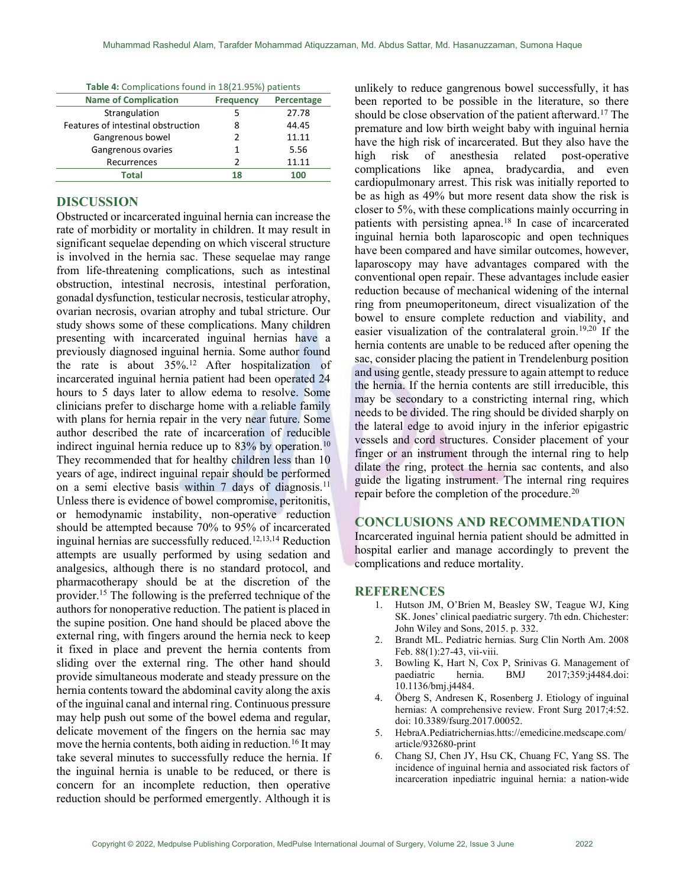**Table 4:** Complications found in 18(21.95%) patients

| Name of Complication | Frequency | Percentage |
|---|---|---|
| Strangulation | 5 | 27.78 |
| Features of intestinal obstruction | 8 | 44.45 |
| Gangrenous bowel | 2 | 11.11 |
| Gangrenous ovaries | 1 | 5.56 |
| Recurrences | 2 | 11.11 |
| **Total** | **18** | **100** |

## DISCUSSION

Obstructed or incarcerated inguinal hernia can increase the rate of morbidity or mortality in children. It may result in significant sequelae depending on which visceral structure is involved in the hernia sac. These sequelae may range from life-threatening complications, such as intestinal obstruction, intestinal necrosis, intestinal perforation, gonadal dysfunction, testicular necrosis, testicular atrophy, ovarian necrosis, ovarian atrophy and tubal stricture. Our study shows some of these complications. Many children presenting with incarcerated inguinal hernias have a previously diagnosed inguinal hernia. Some author found the rate is about 35%.[12] After hospitalization of incarcerated inguinal hernia patient had been operated 24 hours to 5 days later to allow edema to resolve. Some clinicians prefer to discharge home with a reliable family with plans for hernia repair in the very near future. Some author described the rate of incarceration of reducible indirect inguinal hernia reduce up to 83% by operation.[10] They recommended that for healthy children less than 10 years of age, indirect inguinal repair should be performed on a semi elective basis within 7 days of diagnosis.[11] Unless there is evidence of bowel compromise, peritonitis, or hemodynamic instability, non-operative reduction should be attempted because 70% to 95% of incarcerated inguinal hernias are successfully reduced.[12,13,14] Reduction attempts are usually performed by using sedation and analgesics, although there is no standard protocol, and pharmacotherapy should be at the discretion of the provider.[15] The following is the preferred technique of the authors for nonoperative reduction. The patient is placed in the supine position. One hand should be placed above the external ring, with fingers around the hernia neck to keep it fixed in place and prevent the hernia contents from sliding over the external ring. The other hand should provide simultaneous moderate and steady pressure on the hernia contents toward the abdominal cavity along the axis of the inguinal canal and internal ring. Continuous pressure may help push out some of the bowel edema and regular, delicate movement of the fingers on the hernia sac may move the hernia contents, both aiding in reduction.[16] It may take several minutes to successfully reduce the hernia. If the inguinal hernia is unable to be reduced, or there is concern for an incomplete reduction, then operative reduction should be performed emergently. Although it is unlikely to reduce gangrenous bowel successfully, it has been reported to be possible in the literature, so there should be close observation of the patient afterward.[17] The premature and low birth weight baby with inguinal hernia have the high risk of incarcerated. But they also have the high risk of anesthesia related post-operative complications like apnea, bradycardia, and even cardiopulmonary arrest. This risk was initially reported to be as high as 49% but more resent data show the risk is closer to 5%, with these complications mainly occurring in patients with persisting apnea.[18] In case of incarcerated inguinal hernia both laparoscopic and open techniques have been compared and have similar outcomes, however, laparoscopy may have advantages compared with the conventional open repair. These advantages include easier reduction because of mechanical widening of the internal ring from pneumoperitoneum, direct visualization of the bowel to ensure complete reduction and viability, and easier visualization of the contralateral groin.[19,20] If the hernia contents are unable to be reduced after opening the sac, consider placing the patient in Trendelenburg position and using gentle, steady pressure to again attempt to reduce the hernia. If the hernia contents are still irreducible, this may be secondary to a constricting internal ring, which needs to be divided. The ring should be divided sharply on the lateral edge to avoid injury in the inferior epigastric vessels and cord structures. Consider placement of your finger or an instrument through the internal ring to help dilate the ring, protect the hernia sac contents, and also guide the ligating instrument. The internal ring requires repair before the completion of the procedure.[20]

## CONCLUSIONS AND RECOMMENDATION

Incarcerated inguinal hernia patient should be admitted in hospital earlier and manage accordingly to prevent the complications and reduce mortality.

## REFERENCES

1. Hutson JM, O'Brien M, Beasley SW, Teague WJ, King SK. Jones' clinical paediatric surgery. 7th edn. Chichester: John Wiley and Sons, 2015. p. 332.
2. Brandt ML. Pediatric hernias. Surg Clin North Am. 2008 Feb. 88(1):27-43, vii-viii.
3. Bowling K, Hart N, Cox P, Srinivas G. Management of paediatric hernia. BMJ 2017;359:j4484.doi: 10.1136/bmj.j4484.
4. Öberg S, Andresen K, Rosenberg J. Etiology of inguinal hernias: A comprehensive review. Front Surg 2017;4:52. doi: 10.3389/fsurg.2017.00052.
5. HebraA.Pediatrichernias.htts://emedicine.medscape.com/article/932680-print
6. Chang SJ, Chen JY, Hsu CK, Chuang FC, Yang SS. The incidence of inguinal hernia and associated risk factors of incarceration inpediatric inguinal hernia: a nation-wide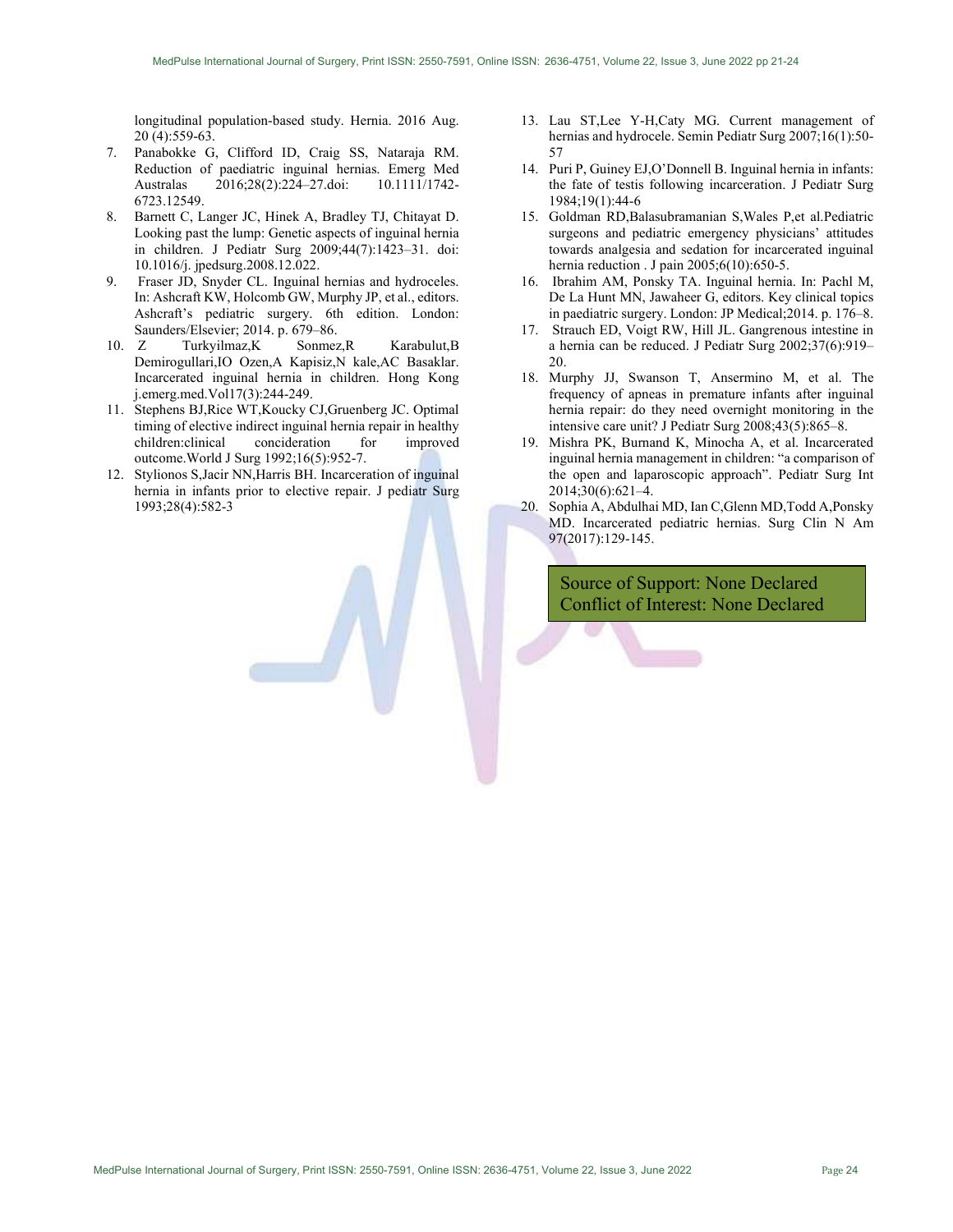longitudinal population-based study. Hernia. 2016 Aug. 20 (4):559-63.

7. Panabokke G, Clifford ID, Craig SS, Nataraja RM. Reduction of paediatric inguinal hernias. Emerg Med Australas 2016;28(2):224–27.doi: 10.1111/1742-6723.12549.
8. Barnett C, Langer JC, Hinek A, Bradley TJ, Chitayat D. Looking past the lump: Genetic aspects of inguinal hernia in children. J Pediatr Surg 2009;44(7):1423–31. doi: 10.1016/j. jpedsurg.2008.12.022.
9. Fraser JD, Snyder CL. Inguinal hernias and hydroceles. In: Ashcraft KW, Holcomb GW, Murphy JP, et al., editors. Ashcraft's pediatric surgery. 6th edition. London: Saunders/Elsevier; 2014. p. 679–86.
10. Z Turkyilmaz,K Sonmez,R Karabulut,B Demirogullari,IO Ozen,A Kapisiz,N kale,AC Basaklar. Incarcerated inguinal hernia in children. Hong Kong j.emerg.med.Vol17(3):244-249.
11. Stephens BJ,Rice WT,Koucky CJ,Gruenberg JC. Optimal timing of elective indirect inguinal hernia repair in healthy children:clinical conciderationfor improved outcome.World J Surg 1992;16(5):952-7.
12. Stylionos S,Jacir NN,Harris BH. Incarceration of inguinal hernia in infants prior to elective repair. J pediatr Surg 1993;28(4):582-3
13. Lau ST,Lee Y-H,Caty MG. Current management of hernias and hydrocele. Semin Pediatr Surg 2007;16(1):50-57
14. Puri P, Guiney EJ,O'Donnell B. Inguinal hernia in infants: the fate of testis following incarceration. J Pediatr Surg 1984;19(1):44-6
15. Goldman RD,Balasubramanian S,Wales P,et al.Pediatric surgeons and pediatric emergency physicians' attitudes towards analgesia and sedation for incarcerated inguinal hernia reduction . J pain 2005;6(10):650-5.
16. Ibrahim AM, Ponsky TA. Inguinal hernia. In: Pachl M, De La Hunt MN, Jawaheer G, editors. Key clinical topics in paediatric surgery. London: JP Medical;2014. p. 176–8.
17. Strauch ED, Voigt RW, Hill JL. Gangrenous intestine in a hernia can be reduced. J Pediatr Surg 2002;37(6):919–20.
18. Murphy JJ, Swanson T, Ansermino M, et al. The frequency of apneas in premature infants after inguinal hernia repair: do they need overnight monitoring in the intensive care unit? J Pediatr Surg 2008;43(5):865–8.
19. Mishra PK, Burnand K, Minocha A, et al. Incarcerated inguinal hernia management in children: "a comparison of the open and laparoscopic approach". Pediatr Surg Int 2014;30(6):621–4.
20. Sophia A, Abdulhai MD, Ian C,Glenn MD,Todd A,Ponsky MD. Incarcerated pediatric hernias. Surg Clin N Am 97(2017):129-145.

Source of Support: None Declared
Conflict of Interest: None Declared